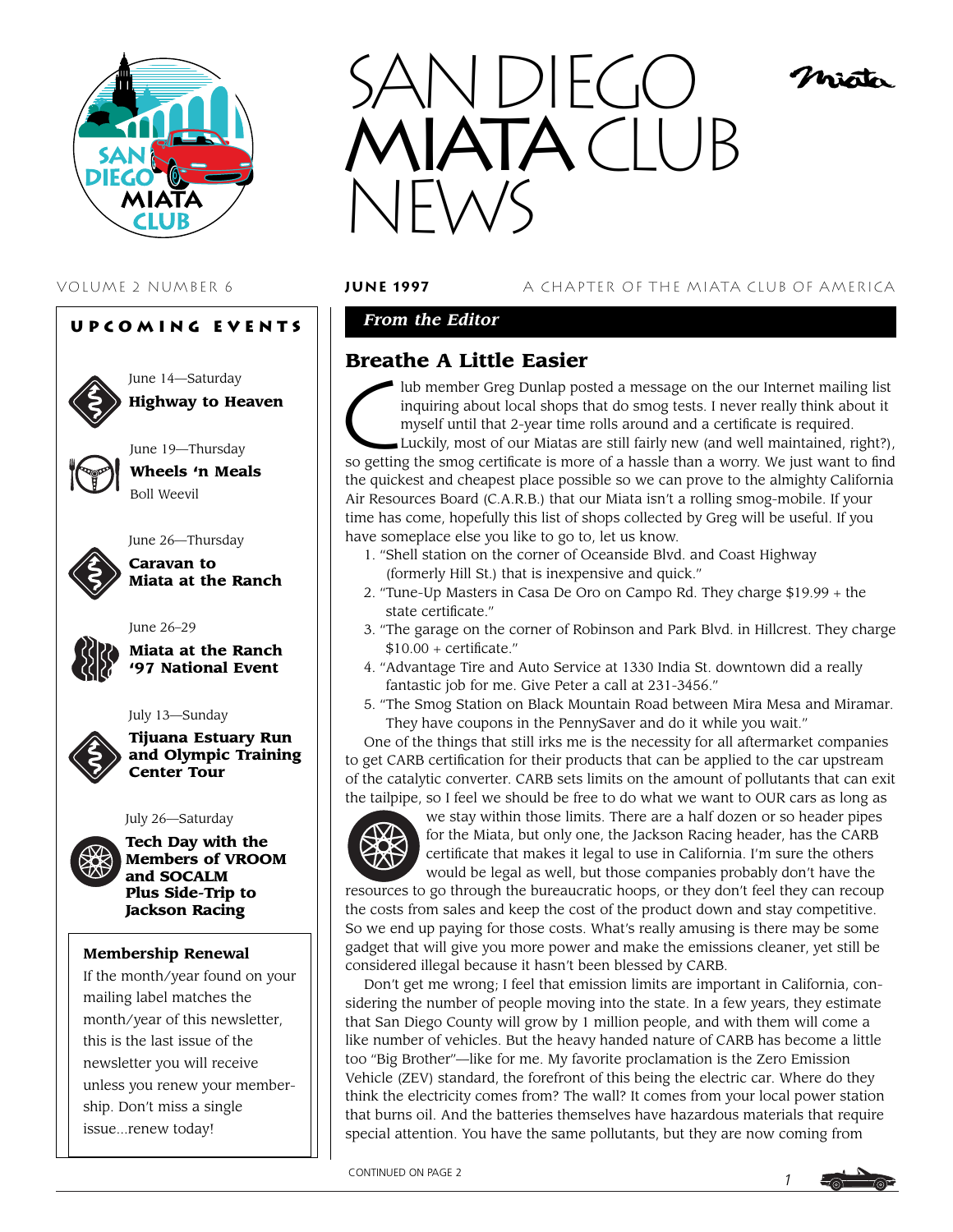# SAN DIEGO MIATA CLUB NEWS

VOLUME 2 NUMBER 6 — **JUNE 1997** — A CHAPTER OF THE MIATA CLUB OF AMERICA

## UPCOMING EVENTS

June 14—Saturday
**Highway to Heaven**

June 19—Thursday
**Wheels 'n Meals**
Boll Weevil

June 26—Thursday
**Caravan to Miata at the Ranch**

June 26–29
**Miata at the Ranch '97 National Event**

July 13—Sunday
**Tijuana Estuary Run and Olympic Training Center Tour**

July 26—Saturday
**Tech Day with the Members of VROOM and SOCALM Plus Side-Trip to Jackson Racing**

### Membership Renewal

If the month/year found on your mailing label matches the month/year of this newsletter, this is the last issue of the newsletter you will receive unless you renew your membership. Don't miss a single issue...renew today!

***From the Editor***

## Breathe A Little Easier

Club member Greg Dunlap posted a message on the our Internet mailing list inquiring about local shops that do smog tests. I never really think about it myself until that 2-year time rolls around and a certificate is required. Luckily, most of our Miatas are still fairly new (and well maintained, right?), so getting the smog certificate is more of a hassle than a worry. We just want to find the quickest and cheapest place possible so we can prove to the almighty California Air Resources Board (C.A.R.B.) that our Miata isn't a rolling smog-mobile. If your time has come, hopefully this list of shops collected by Greg will be useful. If you have someplace else you like to go to, let us know.

1. "Shell station on the corner of Oceanside Blvd. and Coast Highway (formerly Hill St.) that is inexpensive and quick."
2. "Tune-Up Masters in Casa De Oro on Campo Rd. They charge $19.99 + the state certificate."
3. "The garage on the corner of Robinson and Park Blvd. in Hillcrest. They charge $10.00 + certificate."
4. "Advantage Tire and Auto Service at 1330 India St. downtown did a really fantastic job for me. Give Peter a call at 231-3456."
5. "The Smog Station on Black Mountain Road between Mira Mesa and Miramar. They have coupons in the PennySaver and do it while you wait."

One of the things that still irks me is the necessity for all aftermarket companies to get CARB certification for their products that can be applied to the car upstream of the catalytic converter. CARB sets limits on the amount of pollutants that can exit the tailpipe, so I feel we should be free to do what we want to OUR cars as long as we stay within those limits. There are a half dozen or so header pipes for the Miata, but only one, the Jackson Racing header, has the CARB certificate that makes it legal to use in California. I'm sure the others would be legal as well, but those companies probably don't have the resources to go through the bureaucratic hoops, or they don't feel they can recoup the costs from sales and keep the cost of the product down and stay competitive. So we end up paying for those costs. What's really amusing is there may be some gadget that will give you more power and make the emissions cleaner, yet still be considered illegal because it hasn't been blessed by CARB.

Don't get me wrong; I feel that emission limits are important in California, considering the number of people moving into the state. In a few years, they estimate that San Diego County will grow by 1 million people, and with them will come a like number of vehicles. But the heavy handed nature of CARB has become a little too "Big Brother"—like for me. My favorite proclamation is the Zero Emission Vehicle (ZEV) standard, the forefront of this being the electric car. Where do they think the electricity comes from? The wall? It comes from your local power station that burns oil. And the batteries themselves have hazardous materials that require special attention. You have the same pollutants, but they are now coming from

CONTINUED ON PAGE 2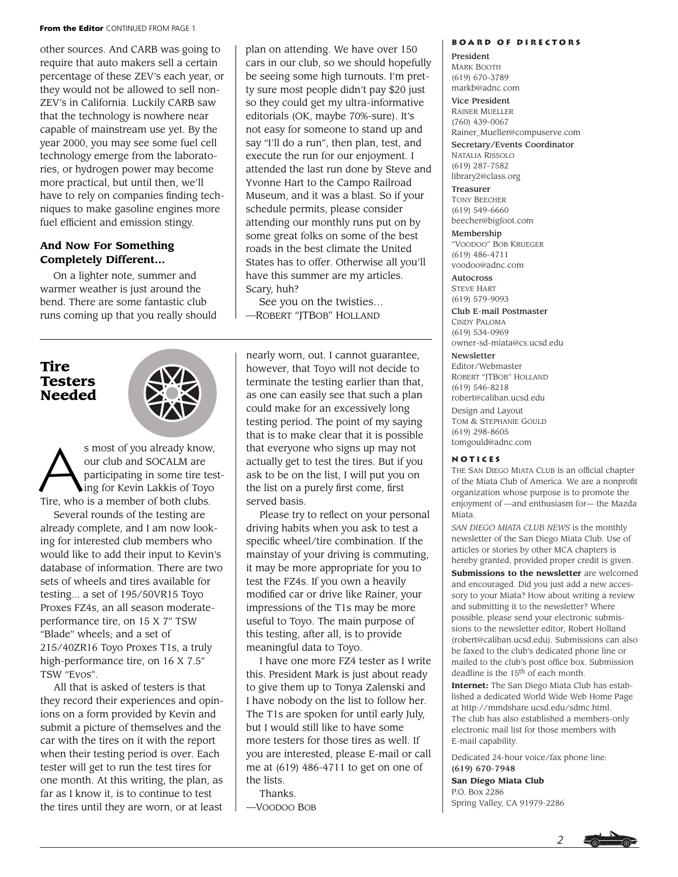**From the Editor** CONTINUED FROM PAGE 1

other sources. And CARB was going to require that auto makers sell a certain percentage of these ZEV's each year, or they would not be allowed to sell non-ZEV's in California. Luckily CARB saw that the technology is nowhere near capable of mainstream use yet. By the year 2000, you may see some fuel cell technology emerge from the laboratories, or hydrogen power may become more practical, but until then, we'll have to rely on companies finding techniques to make gasoline engines more fuel efficient and emission stingy.

### And Now For Something Completely Different...

On a lighter note, summer and warmer weather is just around the bend. There are some fantastic club runs coming up that you really should plan on attending. We have over 150 cars in our club, so we should hopefully be seeing some high turnouts. I'm pretty sure most people didn't pay $20 just so they could get my ultra-informative editorials (OK, maybe 70%-sure). It's not easy for someone to stand up and say "I'll do a run", then plan, test, and execute the run for our enjoyment. I attended the last run done by Steve and Yvonne Hart to the Campo Railroad Museum, and it was a blast. So if your schedule permits, please consider attending our monthly runs put on by some great folks on some of the best roads in the best climate the United States has to offer. Otherwise all you'll have this summer are my articles. Scary, huh?

See you on the twisties...
—Robert "JTBob" Holland

## Tire Testers Needed

As most of you already know, our club and SOCALM are participating in some tire testing for Kevin Lakkis of Toyo Tire, who is a member of both clubs.

Several rounds of the testing are already complete, and I am now looking for interested club members who would like to add their input to Kevin's database of information. There are two sets of wheels and tires available for testing... a set of 195/50VR15 Toyo Proxes FZ4s, an all season moderate-performance tire, on 15 X 7" TSW "Blade" wheels; and a set of 215/40ZR16 Toyo Proxes T1s, a truly high-performance tire, on 16 X 7.5" TSW "Evos".

All that is asked of testers is that they record their experiences and opinions on a form provided by Kevin and submit a picture of themselves and the car with the tires on it with the report when their testing period is over. Each tester will get to run the test tires for one month. At this writing, the plan, as far as I know it, is to continue to test the tires until they are worn, or at least nearly worn, out. I cannot guarantee, however, that Toyo will not decide to terminate the testing earlier than that, as one can easily see that such a plan could make for an excessively long testing period. The point of my saying that is to make clear that it is possible that everyone who signs up may not actually get to test the tires. But if you ask to be on the list, I will put you on the list on a purely first come, first served basis.

Please try to reflect on your personal driving habits when you ask to test a specific wheel/tire combination. If the mainstay of your driving is commuting, it may be more appropriate for you to test the FZ4s. If you own a heavily modified car or drive like Rainer, your impressions of the T1s may be more useful to Toyo. The main purpose of this testing, after all, is to provide meaningful data to Toyo.

I have one more FZ4 tester as I write this. President Mark is just about ready to give them up to Tonya Zalenski and I have nobody on the list to follow her. The T1s are spoken for until early July, but I would still like to have some more testers for those tires as well. If you are interested, please E-mail or call me at (619) 486-4711 to get on one of the lists.

Thanks.
—Voodoo Bob

## Board of Directors

**President**
Mark Booth
(619) 670-3789
markb@adnc.com

**Vice President**
Rainer Mueller
(760) 439-0067
Rainer_Mueller@compuserve.com

**Secretary/Events Coordinator**
Natalia Rissolo
(619) 287-7582
library2@class.org

**Treasurer**
Tony Beecher
(619) 549-6660
beecher@bigfoot.com

**Membership**
"Voodoo" Bob Krueger
(619) 486-4711
voodoo@adnc.com

**Autocross**
Steve Hart
(619) 579-9093

**Club E-mail Postmaster**
Cindy Paloma
(619) 534-0969
owner-sd-miata@cs.ucsd.edu

**Newsletter**
Editor/Webmaster
Robert "JTBob" Holland
(619) 546-8218
robert@caliban.ucsd.edu

Design and Layout
Tom & Stephanie Gould
(619) 298-8605
tomgould@adnc.com

## Notices

The San Diego Miata Club is an official chapter of the Miata Club of America. We are a nonprofit organization whose purpose is to promote the enjoyment of —and enthusiasm for— the Mazda Miata.

*San Diego Miata Club News* is the monthly newsletter of the San Diego Miata Club. Use of articles or stories by other MCA chapters is hereby granted, provided proper credit is given.

**Submissions to the newsletter** are welcomed and encouraged. Did you just add a new accessory to your Miata? How about writing a review and submitting it to the newsletter? Where possible, please send your electronic submissions to the newsletter editor, Robert Holland (robert@caliban.ucsd.edu). Submissions can also be faxed to the club's dedicated phone line or mailed to the club's post office box. Submission deadline is the 15th of each month.

**Internet:** The San Diego Miata Club has established a dedicated World Wide Web Home Page at http://mmdshare.ucsd.edu/sdmc.html. The club has also established a members-only electronic mail list for those members with E-mail capability.

Dedicated 24-hour voice/fax phone line:
**(619) 670-7948**

**San Diego Miata Club**
P.O. Box 2286
Spring Valley, CA 91979-2286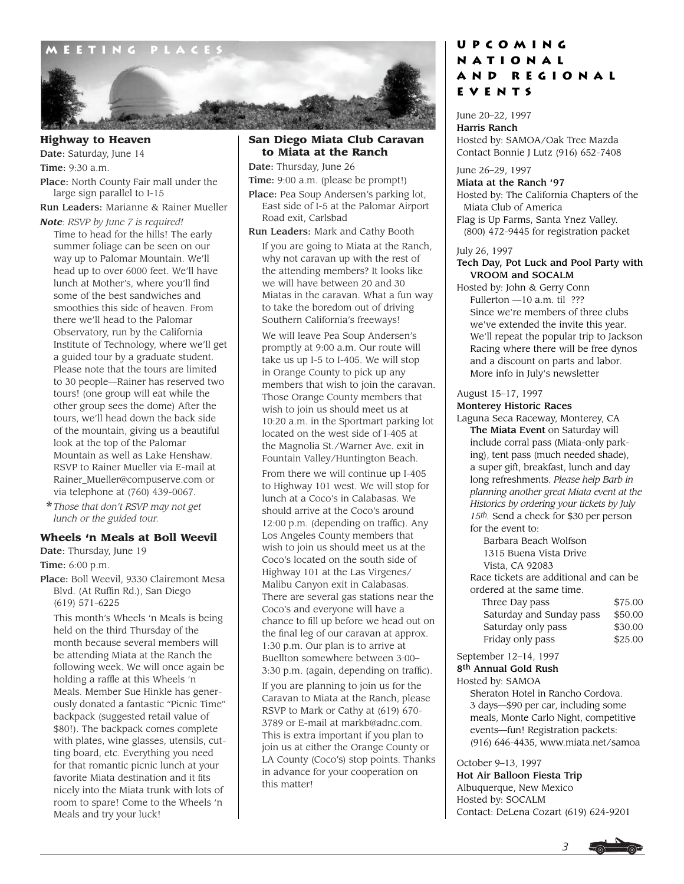# Meeting Places

### Highway to Heaven

**Date:** Saturday, June 14

**Time:** 9:30 a.m.

**Place:** North County Fair mall under the large sign parallel to I-15

**Run Leaders:** Marianne & Rainer Mueller

***Note**: RSVP by June 7 is required!*

Time to head for the hills! The early summer foliage can be seen on our way up to Palomar Mountain. We'll head up to over 6000 feet. We'll have lunch at Mother's, where you'll find some of the best sandwiches and smoothies this side of heaven. From there we'll head to the Palomar Observatory, run by the California Institute of Technology, where we'll get a guided tour by a graduate student. Please note that the tours are limited to 30 people—Rainer has reserved two tours! (one group will eat while the other group sees the dome) After the tours, we'll head down the back side of the mountain, giving us a beautiful look at the top of the Palomar Mountain as well as Lake Henshaw. RSVP to Rainer Mueller via E-mail at Rainer_Mueller@compuserve.com or via telephone at (760) 439-0067.

**\*** *Those that don't RSVP may not get lunch or the guided tour.*

### Wheels 'n Meals at Boll Weevil

**Date:** Thursday, June 19

**Time:** 6:00 p.m.

**Place:** Boll Weevil, 9330 Clairemont Mesa Blvd. (At Ruffin Rd.), San Diego (619) 571-6225

This month's Wheels 'n Meals is being held on the third Thursday of the month because several members will be attending Miata at the Ranch the following week. We will once again be holding a raffle at this Wheels 'n Meals. Member Sue Hinkle has generously donated a fantastic "Picnic Time" backpack (suggested retail value of $80!). The backpack comes complete with plates, wine glasses, utensils, cutting board, etc. Everything you need for that romantic picnic lunch at your favorite Miata destination and it fits nicely into the Miata trunk with lots of room to spare! Come to the Wheels 'n Meals and try your luck!

### San Diego Miata Club Caravan to Miata at the Ranch

**Date:** Thursday, June 26

**Time:** 9:00 a.m. (please be prompt!)

**Place:** Pea Soup Andersen's parking lot, East side of I-5 at the Palomar Airport Road exit, Carlsbad

**Run Leaders:** Mark and Cathy Booth

If you are going to Miata at the Ranch, why not caravan up with the rest of the attending members? It looks like we will have between 20 and 30 Miatas in the caravan. What a fun way to take the boredom out of driving Southern California's freeways!

We will leave Pea Soup Andersen's promptly at 9:00 a.m. Our route will take us up I-5 to I-405. We will stop in Orange County to pick up any members that wish to join the caravan. Those Orange County members that wish to join us should meet us at 10:20 a.m. in the Sportmart parking lot located on the west side of I-405 at the Magnolia St./Warner Ave. exit in Fountain Valley/Huntington Beach.

From there we will continue up I-405 to Highway 101 west. We will stop for lunch at a Coco's in Calabasas. We should arrive at the Coco's around 12:00 p.m. (depending on traffic). Any Los Angeles County members that wish to join us should meet us at the Coco's located on the south side of Highway 101 at the Las Virgenes/Malibu Canyon exit in Calabasas. There are several gas stations near the Coco's and everyone will have a chance to fill up before we head out on the final leg of our caravan at approx. 1:30 p.m. Our plan is to arrive at Buellton somewhere between 3:00–3:30 p.m. (again, depending on traffic).

If you are planning to join us for the Caravan to Miata at the Ranch, please RSVP to Mark or Cathy at (619) 670-3789 or E-mail at markb@adnc.com. This is extra important if you plan to join us at either the Orange County or LA County (Coco's) stop points. Thanks in advance for your cooperation on this matter!

# Upcoming National and Regional Events

June 20–22, 1997
**Harris Ranch**
Hosted by: SAMOA/Oak Tree Mazda
Contact Bonnie J Lutz (916) 652-7408

June 26–29, 1997
**Miata at the Ranch '97**
Hosted by: The California Chapters of the Miata Club of America
Flag is Up Farms, Santa Ynez Valley.
(800) 472-9445 for registration packet

July 26, 1997
**Tech Day, Pot Luck and Pool Party with VROOM and SOCALM**
Hosted by: John & Gerry Conn
Fullerton —10 a.m. til ???
Since we're members of three clubs we've extended the invite this year. We'll repeat the popular trip to Jackson Racing where there will be free dynos and a discount on parts and labor. More info in July's newsletter

August 15–17, 1997
**Monterey Historic Races**
Laguna Seca Raceway, Monterey, CA
**The Miata Event** on Saturday will include corral pass (Miata-only parking), tent pass (much needed shade), a super gift, breakfast, lunch and day long refreshments. *Please help Barb in planning another great Miata event at the Historics by ordering your tickets by July 15th.* Send a check for $30 per person for the event to:

Barbara Beach Wolfson
1315 Buena Vista Drive
Vista, CA 92083

Race tickets are additional and can be ordered at the same time.

| Pass | Price |
| --- | --- |
| Three Day pass | $75.00 |
| Saturday and Sunday pass | $50.00 |
| Saturday only pass | $30.00 |
| Friday only pass | $25.00 |

September 12–14, 1997
**8th Annual Gold Rush**
Hosted by: SAMOA
Sheraton Hotel in Rancho Cordova.
3 days—$90 per car, including some meals, Monte Carlo Night, competitive events—fun! Registration packets: (916) 646-4435, www.miata.net/samoa

October 9–13, 1997
**Hot Air Balloon Fiesta Trip**
Albuquerque, New Mexico
Hosted by: SOCALM
Contact: DeLena Cozart (619) 624-9201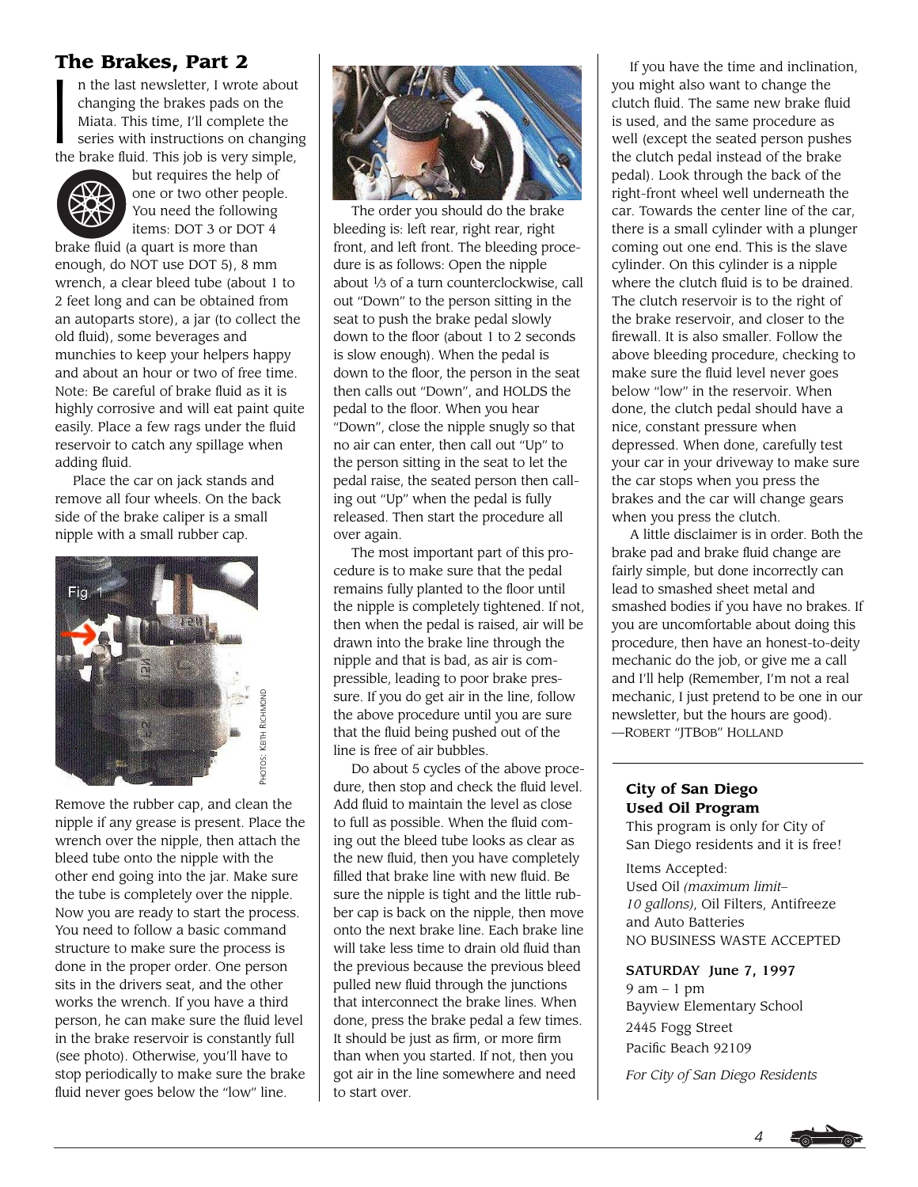## The Brakes, Part 2

In the last newsletter, I wrote about changing the brakes pads on the Miata. This time, I'll complete the series with instructions on changing the brake fluid. This job is very simple, but requires the help of one or two other people. You need the following items: DOT 3 or DOT 4 brake fluid (a quart is more than enough, do NOT use DOT 5), 8 mm wrench, a clear bleed tube (about 1 to 2 feet long and can be obtained from an autoparts store), a jar (to collect the old fluid), some beverages and munchies to keep your helpers happy and about an hour or two of free time. Note: Be careful of brake fluid as it is highly corrosive and will eat paint quite easily. Place a few rags under the fluid reservoir to catch any spillage when adding fluid.

Place the car on jack stands and remove all four wheels. On the back side of the brake caliper is a small nipple with a small rubber cap.

Fig. 1

PHOTOS: KEITH RICHMOND

Remove the rubber cap, and clean the nipple if any grease is present. Place the wrench over the nipple, then attach the bleed tube onto the nipple with the other end going into the jar. Make sure the tube is completely over the nipple. Now you are ready to start the process. You need to follow a basic command structure to make sure the process is done in the proper order. One person sits in the drivers seat, and the other works the wrench. If you have a third person, he can make sure the fluid level in the brake reservoir is constantly full (see photo). Otherwise, you'll have to stop periodically to make sure the brake fluid never goes below the "low" line.

The order you should do the brake bleeding is: left rear, right rear, right front, and left front. The bleeding procedure is as follows: Open the nipple about ⅓ of a turn counterclockwise, call out "Down" to the person sitting in the seat to push the brake pedal slowly down to the floor (about 1 to 2 seconds is slow enough). When the pedal is down to the floor, the person in the seat then calls out "Down", and HOLDS the pedal to the floor. When you hear "Down", close the nipple snugly so that no air can enter, then call out "Up" to the person sitting in the seat to let the pedal raise, the seated person then calling out "Up" when the pedal is fully released. Then start the procedure all over again.

The most important part of this procedure is to make sure that the pedal remains fully planted to the floor until the nipple is completely tightened. If not, then when the pedal is raised, air will be drawn into the brake line through the nipple and that is bad, as air is compressible, leading to poor brake pressure. If you do get air in the line, follow the above procedure until you are sure that the fluid being pushed out of the line is free of air bubbles.

Do about 5 cycles of the above procedure, then stop and check the fluid level. Add fluid to maintain the level as close to full as possible. When the fluid coming out the bleed tube looks as clear as the new fluid, then you have completely filled that brake line with new fluid. Be sure the nipple is tight and the little rubber cap is back on the nipple, then move onto the next brake line. Each brake line will take less time to drain old fluid than the previous because the previous bleed pulled new fluid through the junctions that interconnect the brake lines. When done, press the brake pedal a few times. It should be just as firm, or more firm than when you started. If not, then you got air in the line somewhere and need to start over.

If you have the time and inclination, you might also want to change the clutch fluid. The same new brake fluid is used, and the same procedure as well (except the seated person pushes the clutch pedal instead of the brake pedal). Look through the back of the right-front wheel well underneath the car. Towards the center line of the car, there is a small cylinder with a plunger coming out one end. This is the slave cylinder. On this cylinder is a nipple where the clutch fluid is to be drained. The clutch reservoir is to the right of the brake reservoir, and closer to the firewall. It is also smaller. Follow the above bleeding procedure, checking to make sure the fluid level never goes below "low" in the reservoir. When done, the clutch pedal should have a nice, constant pressure when depressed. When done, carefully test your car in your driveway to make sure the car stops when you press the brakes and the car will change gears when you press the clutch.

A little disclaimer is in order. Both the brake pad and brake fluid change are fairly simple, but done incorrectly can lead to smashed sheet metal and smashed bodies if you have no brakes. If you are uncomfortable about doing this procedure, then have an honest-to-deity mechanic do the job, or give me a call and I'll help (Remember, I'm not a real mechanic, I just pretend to be one in our newsletter, but the hours are good).
—ROBERT "JTBOB" HOLLAND

---

**City of San Diego**
**Used Oil Program**

This program is only for City of San Diego residents and it is free!

Items Accepted:
Used Oil *(maximum limit– 10 gallons)*, Oil Filters, Antifreeze and Auto Batteries
NO BUSINESS WASTE ACCEPTED

**SATURDAY June 7, 1997**
9 am – 1 pm
Bayview Elementary School
2445 Fogg Street
Pacific Beach 92109

*For City of San Diego Residents*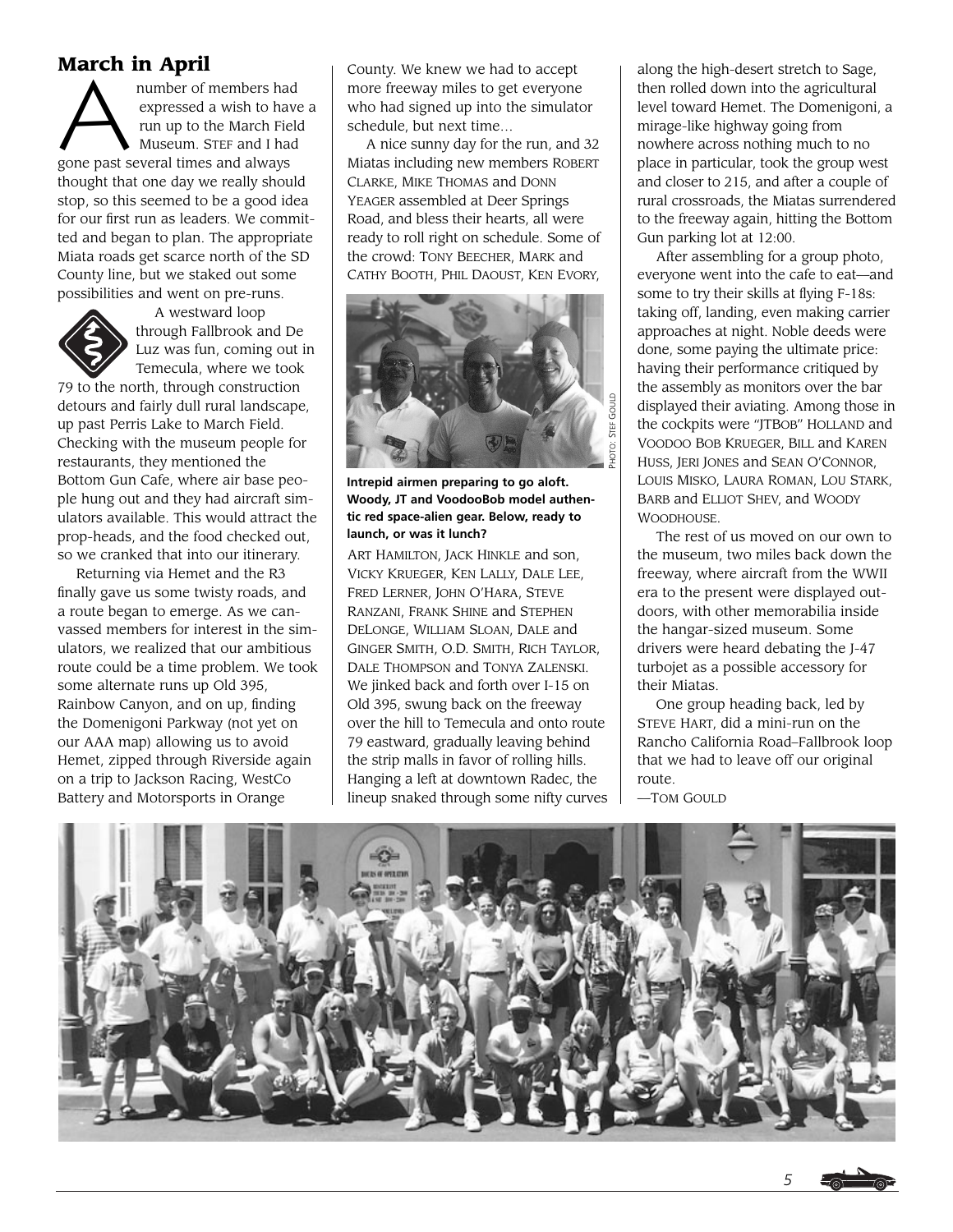## March in April

A number of members had expressed a wish to have a run up to the March Field Museum. Stef and I had gone past several times and always thought that one day we really should stop, so this seemed to be a good idea for our first run as leaders. We committed and began to plan. The appropriate Miata roads get scarce north of the SD County line, but we staked out some possibilities and went on pre-runs.

A westward loop through Fallbrook and De Luz was fun, coming out in Temecula, where we took 79 to the north, through construction detours and fairly dull rural landscape, up past Perris Lake to March Field. Checking with the museum people for restaurants, they mentioned the Bottom Gun Cafe, where air base people hung out and they had aircraft simulators available. This would attract the prop-heads, and the food checked out, so we cranked that into our itinerary.

Returning via Hemet and the R3 finally gave us some twisty roads, and a route began to emerge. As we canvassed members for interest in the simulators, we realized that our ambitious route could be a time problem. We took some alternate runs up Old 395, Rainbow Canyon, and on up, finding the Domenigoni Parkway (not yet on our AAA map) allowing us to avoid Hemet, zipped through Riverside again on a trip to Jackson Racing, WestCo Battery and Motorsports in Orange County. We knew we had to accept more freeway miles to get everyone who had signed up into the simulator schedule, but next time...

A nice sunny day for the run, and 32 Miatas including new members Robert Clarke, Mike Thomas and Donn Yeager assembled at Deer Springs Road, and bless their hearts, all were ready to roll right on schedule. Some of the crowd: Tony Beecher, Mark and Cathy Booth, Phil Daoust, Ken Evory, Art Hamilton, Jack Hinkle and son, Vicky Krueger, Ken Lally, Dale Lee, Fred Lerner, John O'Hara, Steve Ranzani, Frank Shine and Stephen DeLonge, William Sloan, Dale and Ginger Smith, O.D. Smith, Rich Taylor, Dale Thompson and Tonya Zalenski. We jinked back and forth over I-15 on Old 395, swung back on the freeway over the hill to Temecula and onto route 79 eastward, gradually leaving behind the strip malls in favor of rolling hills. Hanging a left at downtown Radec, the lineup snaked through some nifty curves along the high-desert stretch to Sage, then rolled down into the agricultural level toward Hemet. The Domenigoni, a mirage-like highway going from nowhere across nothing much to no place in particular, took the group west and closer to 215, and after a couple of rural crossroads, the Miatas surrendered to the freeway again, hitting the Bottom Gun parking lot at 12:00.

Photo: Stef Gould

**Intrepid airmen preparing to go aloft. Woody, JT and VoodooBob model authentic red space-alien gear. Below, ready to launch, or was it lunch?**

After assembling for a group photo, everyone went into the cafe to eat—and some to try their skills at flying F-18s: taking off, landing, even making carrier approaches at night. Noble deeds were done, some paying the ultimate price: having their performance critiqued by the assembly as monitors over the bar displayed their aviating. Among those in the cockpits were "JTBob" Holland and Voodoo Bob Krueger, Bill and Karen Huss, Jeri Jones and Sean O'Connor, Louis Misko, Laura Roman, Lou Stark, Barb and Elliot Shev, and Woody Woodhouse.

The rest of us moved on our own to the museum, two miles back down the freeway, where aircraft from the WWII era to the present were displayed outdoors, with other memorabilia inside the hangar-sized museum. Some drivers were heard debating the J-47 turbojet as a possible accessory for their Miatas.

One group heading back, led by Steve Hart, did a mini-run on the Rancho California Road–Fallbrook loop that we had to leave off our original route.

—Tom Gould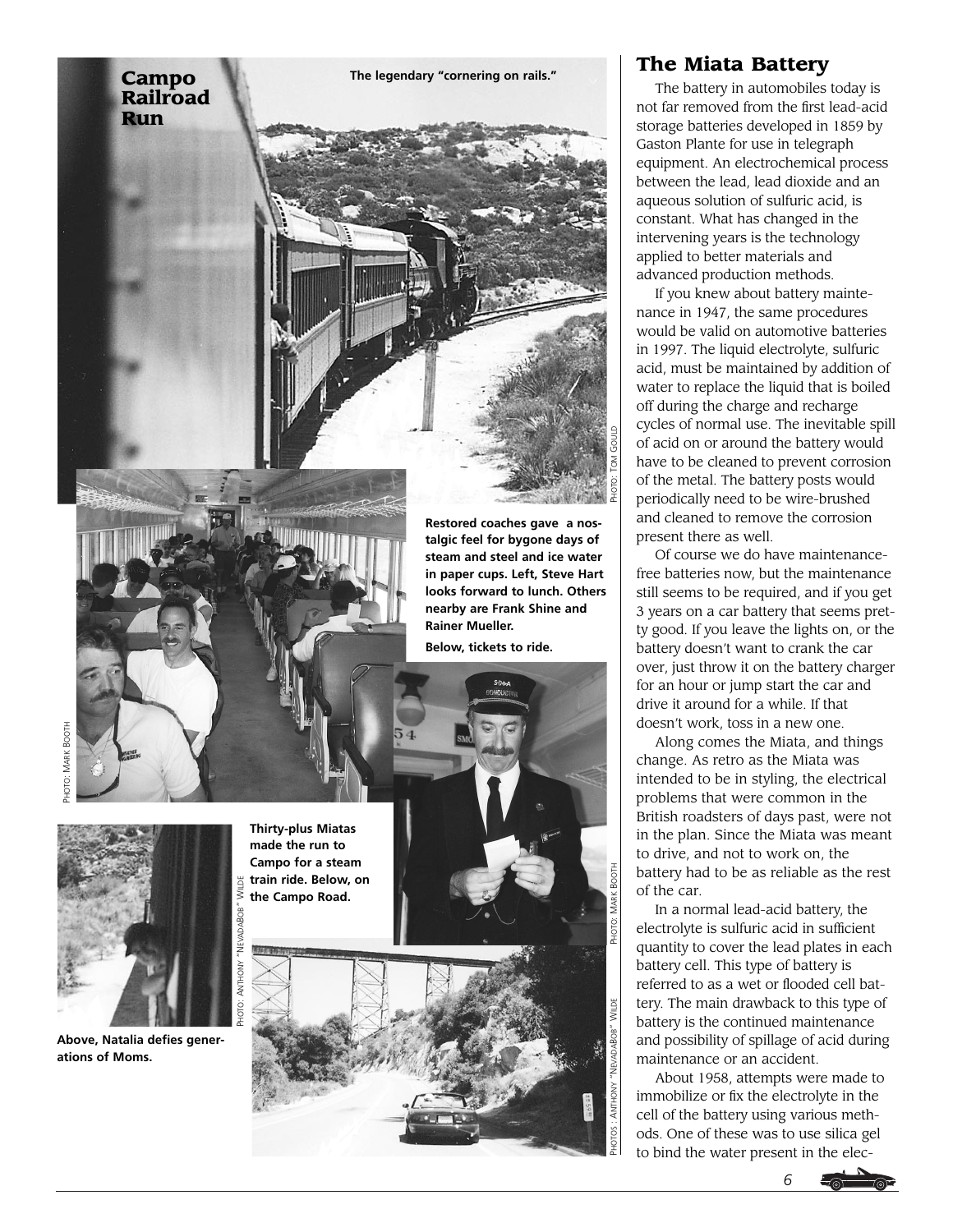## Campo Railroad Run

**The legendary "cornering on rails."**

PHOTO: TOM GOULD

**Restored coaches gave a nostalgic feel for bygone days of steam and steel and ice water in paper cups. Left, Steve Hart looks forward to lunch. Others nearby are Frank Shine and Rainer Mueller.**

**Below, tickets to ride.**

PHOTO: MARK BOOTH

PHOTO: MARK BOOTH

**Thirty-plus Miatas made the run to Campo for a steam train ride. Below, on the Campo Road.**

PHOTO: ANTHONY "NEVADABOB" WILDE

**Above, Natalia defies generations of Moms.**

PHOTOS: ANTHONY "NEVADABOB" WILDE

## The Miata Battery

The battery in automobiles today is not far removed from the first lead-acid storage batteries developed in 1859 by Gaston Plante for use in telegraph equipment. An electrochemical process between the lead, lead dioxide and an aqueous solution of sulfuric acid, is constant. What has changed in the intervening years is the technology applied to better materials and advanced production methods.

If you knew about battery maintenance in 1947, the same procedures would be valid on automotive batteries in 1997. The liquid electrolyte, sulfuric acid, must be maintained by addition of water to replace the liquid that is boiled off during the charge and recharge cycles of normal use. The inevitable spill of acid on or around the battery would have to be cleaned to prevent corrosion of the metal. The battery posts would periodically need to be wire-brushed and cleaned to remove the corrosion present there as well.

Of course we do have maintenance-free batteries now, but the maintenance still seems to be required, and if you get 3 years on a car battery that seems pretty good. If you leave the lights on, or the battery doesn't want to crank the car over, just throw it on the battery charger for an hour or jump start the car and drive it around for a while. If that doesn't work, toss in a new one.

Along comes the Miata, and things change. As retro as the Miata was intended to be in styling, the electrical problems that were common in the British roadsters of days past, were not in the plan. Since the Miata was meant to drive, and not to work on, the battery had to be as reliable as the rest of the car.

In a normal lead-acid battery, the electrolyte is sulfuric acid in sufficient quantity to cover the lead plates in each battery cell. This type of battery is referred to as a wet or flooded cell battery. The main drawback to this type of battery is the continued maintenance and possibility of spillage of acid during maintenance or an accident.

About 1958, attempts were made to immobilize or fix the electrolyte in the cell of the battery using various methods. One of these was to use silica gel to bind the water present in the elec-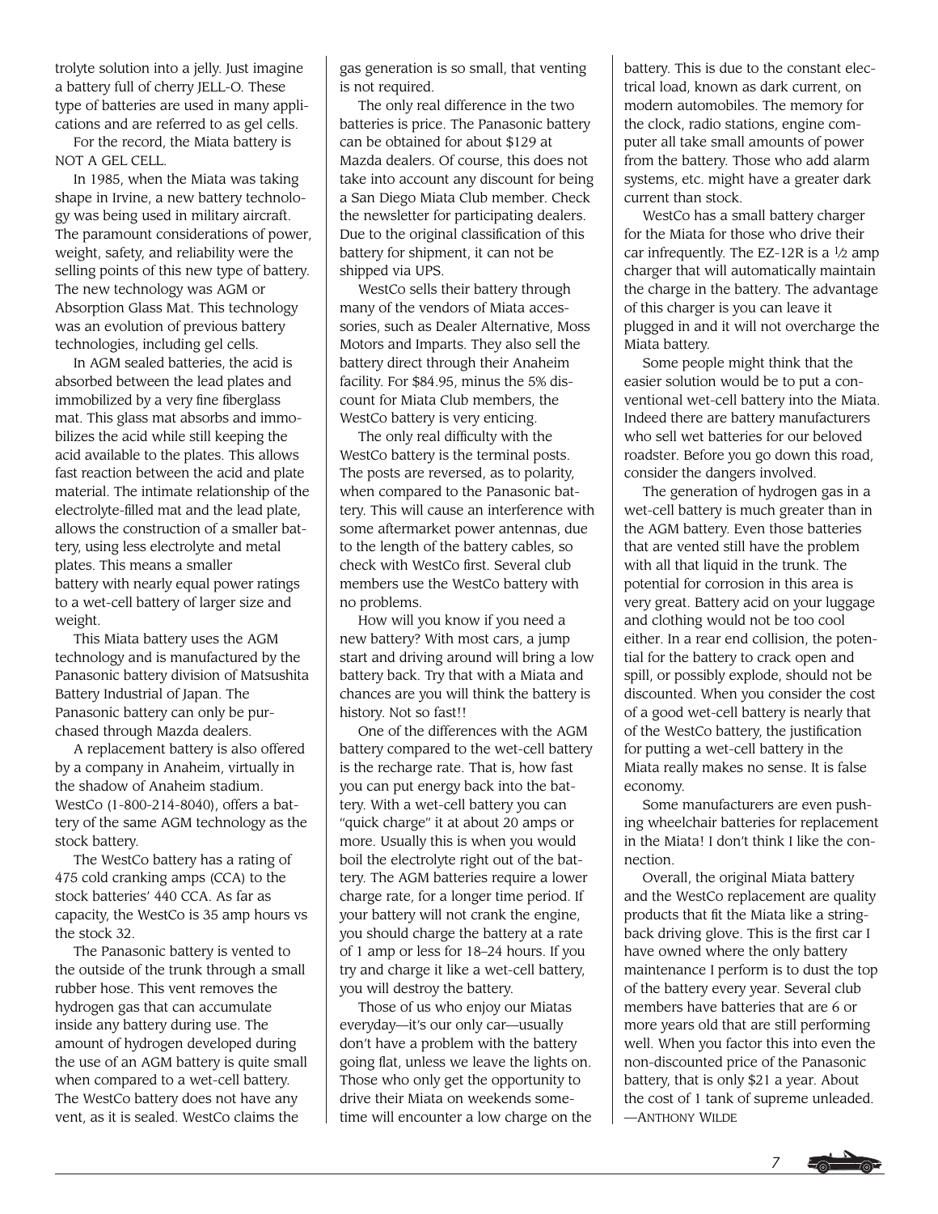trolyte solution into a jelly. Just imagine a battery full of cherry JELL-O. These type of batteries are used in many applications and are referred to as gel cells.

For the record, the Miata battery is NOT A GEL CELL.

In 1985, when the Miata was taking shape in Irvine, a new battery technology was being used in military aircraft. The paramount considerations of power, weight, safety, and reliability were the selling points of this new type of battery. The new technology was AGM or Absorption Glass Mat. This technology was an evolution of previous battery technologies, including gel cells.

In AGM sealed batteries, the acid is absorbed between the lead plates and immobilized by a very fine fiberglass mat. This glass mat absorbs and immobilizes the acid while still keeping the acid available to the plates. This allows fast reaction between the acid and plate material. The intimate relationship of the electrolyte-filled mat and the lead plate, allows the construction of a smaller battery, using less electrolyte and metal plates. This means a smaller battery with nearly equal power ratings to a wet-cell battery of larger size and weight.

This Miata battery uses the AGM technology and is manufactured by the Panasonic battery division of Matsushita Battery Industrial of Japan. The Panasonic battery can only be purchased through Mazda dealers.

A replacement battery is also offered by a company in Anaheim, virtually in the shadow of Anaheim stadium. WestCo (1-800-214-8040), offers a battery of the same AGM technology as the stock battery.

The WestCo battery has a rating of 475 cold cranking amps (CCA) to the stock batteries' 440 CCA. As far as capacity, the WestCo is 35 amp hours vs the stock 32.

The Panasonic battery is vented to the outside of the trunk through a small rubber hose. This vent removes the hydrogen gas that can accumulate inside any battery during use. The amount of hydrogen developed during the use of an AGM battery is quite small when compared to a wet-cell battery. The WestCo battery does not have any vent, as it is sealed. WestCo claims the gas generation is so small, that venting is not required.

The only real difference in the two batteries is price. The Panasonic battery can be obtained for about $129 at Mazda dealers. Of course, this does not take into account any discount for being a San Diego Miata Club member. Check the newsletter for participating dealers. Due to the original classification of this battery for shipment, it can not be shipped via UPS.

WestCo sells their battery through many of the vendors of Miata accessories, such as Dealer Alternative, Moss Motors and Imparts. They also sell the battery direct through their Anaheim facility. For $84.95, minus the 5% discount for Miata Club members, the WestCo battery is very enticing.

The only real difficulty with the WestCo battery is the terminal posts. The posts are reversed, as to polarity, when compared to the Panasonic battery. This will cause an interference with some aftermarket power antennas, due to the length of the battery cables, so check with WestCo first. Several club members use the WestCo battery with no problems.

How will you know if you need a new battery? With most cars, a jump start and driving around will bring a low battery back. Try that with a Miata and chances are you will think the battery is history. Not so fast!!

One of the differences with the AGM battery compared to the wet-cell battery is the recharge rate. That is, how fast you can put energy back into the battery. With a wet-cell battery you can "quick charge" it at about 20 amps or more. Usually this is when you would boil the electrolyte right out of the battery. The AGM batteries require a lower charge rate, for a longer time period. If your battery will not crank the engine, you should charge the battery at a rate of 1 amp or less for 18–24 hours. If you try and charge it like a wet-cell battery, you will destroy the battery.

Those of us who enjoy our Miatas everyday—it's our only car—usually don't have a problem with the battery going flat, unless we leave the lights on. Those who only get the opportunity to drive their Miata on weekends sometime will encounter a low charge on the battery. This is due to the constant electrical load, known as dark current, on modern automobiles. The memory for the clock, radio stations, engine computer all take small amounts of power from the battery. Those who add alarm systems, etc. might have a greater dark current than stock.

WestCo has a small battery charger for the Miata for those who drive their car infrequently. The EZ-12R is a ½ amp charger that will automatically maintain the charge in the battery. The advantage of this charger is you can leave it plugged in and it will not overcharge the Miata battery.

Some people might think that the easier solution would be to put a conventional wet-cell battery into the Miata. Indeed there are battery manufacturers who sell wet batteries for our beloved roadster. Before you go down this road, consider the dangers involved.

The generation of hydrogen gas in a wet-cell battery is much greater than in the AGM battery. Even those batteries that are vented still have the problem with all that liquid in the trunk. The potential for corrosion in this area is very great. Battery acid on your luggage and clothing would not be too cool either. In a rear end collision, the potential for the battery to crack open and spill, or possibly explode, should not be discounted. When you consider the cost of a good wet-cell battery is nearly that of the WestCo battery, the justification for putting a wet-cell battery in the Miata really makes no sense. It is false economy.

Some manufacturers are even pushing wheelchair batteries for replacement in the Miata! I don't think I like the connection.

Overall, the original Miata battery and the WestCo replacement are quality products that fit the Miata like a string-back driving glove. This is the first car I have owned where the only battery maintenance I perform is to dust the top of the battery every year. Several club members have batteries that are 6 or more years old that are still performing well. When you factor this into even the non-discounted price of the Panasonic battery, that is only $21 a year. About the cost of 1 tank of supreme unleaded.

—Anthony Wilde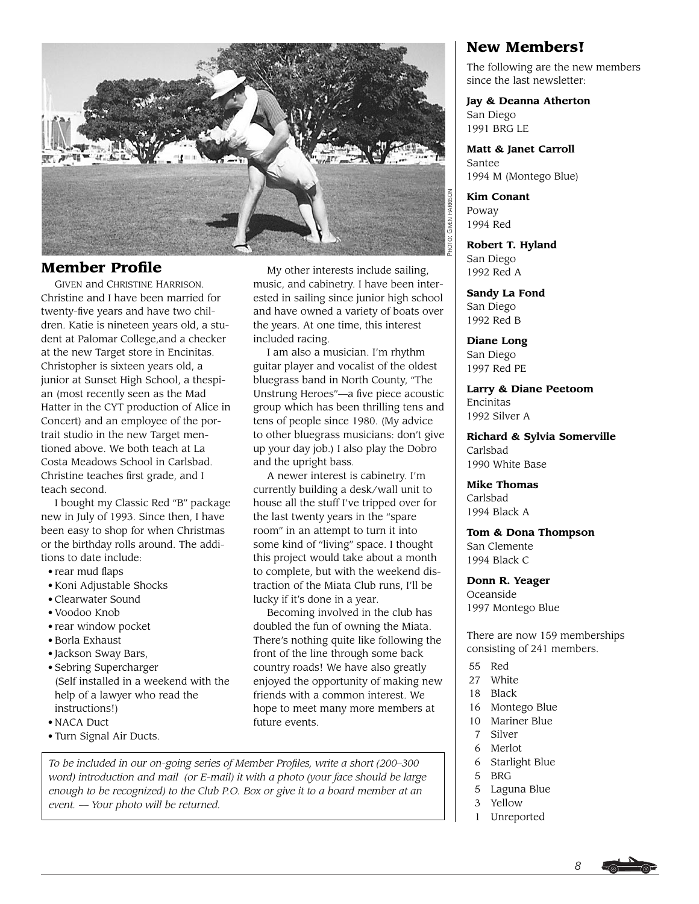PHOTO: GIVEN HARRISON

## Member Profile

GIVEN and CHRISTINE HARRISON. Christine and I have been married for twenty-five years and have two children. Katie is nineteen years old, a student at Palomar College,and a checker at the new Target store in Encinitas. Christopher is sixteen years old, a junior at Sunset High School, a thespian (most recently seen as the Mad Hatter in the CYT production of Alice in Concert) and an employee of the portrait studio in the new Target mentioned above. We both teach at La Costa Meadows School in Carlsbad. Christine teaches first grade, and I teach second.

I bought my Classic Red "B" package new in July of 1993. Since then, I have been easy to shop for when Christmas or the birthday rolls around. The additions to date include:

- rear mud flaps
- Koni Adjustable Shocks
- Clearwater Sound
- Voodoo Knob
- rear window pocket
- Borla Exhaust
- Jackson Sway Bars,
- Sebring Supercharger (Self installed in a weekend with the help of a lawyer who read the instructions!)
- NACA Duct
- Turn Signal Air Ducts.

My other interests include sailing, music, and cabinetry. I have been interested in sailing since junior high school and have owned a variety of boats over the years. At one time, this interest included racing.

I am also a musician. I'm rhythm guitar player and vocalist of the oldest bluegrass band in North County, "The Unstrung Heroes"—a five piece acoustic group which has been thrilling tens and tens of people since 1980. (My advice to other bluegrass musicians: don't give up your day job.) I also play the Dobro and the upright bass.

A newer interest is cabinetry. I'm currently building a desk/wall unit to house all the stuff I've tripped over for the last twenty years in the "spare room" in an attempt to turn it into some kind of "living" space. I thought this project would take about a month to complete, but with the weekend distraction of the Miata Club runs, I'll be lucky if it's done in a year.

Becoming involved in the club has doubled the fun of owning the Miata. There's nothing quite like following the front of the line through some back country roads! We have also greatly enjoyed the opportunity of making new friends with a common interest. We hope to meet many more members at future events.

*To be included in our on-going series of Member Profiles, write a short (200–300 word) introduction and mail (or E-mail) it with a photo (your face should be large enough to be recognized) to the Club P.O. Box or give it to a board member at an event. — Your photo will be returned.*

## New Members!

The following are the new members since the last newsletter:

**Jay & Deanna Atherton**
San Diego
1991 BRG LE

**Matt & Janet Carroll**
Santee
1994 M (Montego Blue)

**Kim Conant**
Poway
1994 Red

**Robert T. Hyland**
San Diego
1992 Red A

**Sandy La Fond**
San Diego
1992 Red B

**Diane Long**
San Diego
1997 Red PE

**Larry & Diane Peetoom**
Encinitas
1992 Silver A

**Richard & Sylvia Somerville**
Carlsbad
1990 White Base

**Mike Thomas**
Carlsbad
1994 Black A

**Tom & Dona Thompson**
San Clemente
1994 Black C

**Donn R. Yeager**
Oceanside
1997 Montego Blue

There are now 159 memberships consisting of 241 members.

| | |
|---|---|
| 55 | Red |
| 27 | White |
| 18 | Black |
| 16 | Montego Blue |
| 10 | Mariner Blue |
| 7 | Silver |
| 6 | Merlot |
| 6 | Starlight Blue |
| 5 | BRG |
| 5 | Laguna Blue |
| 3 | Yellow |
| 1 | Unreported |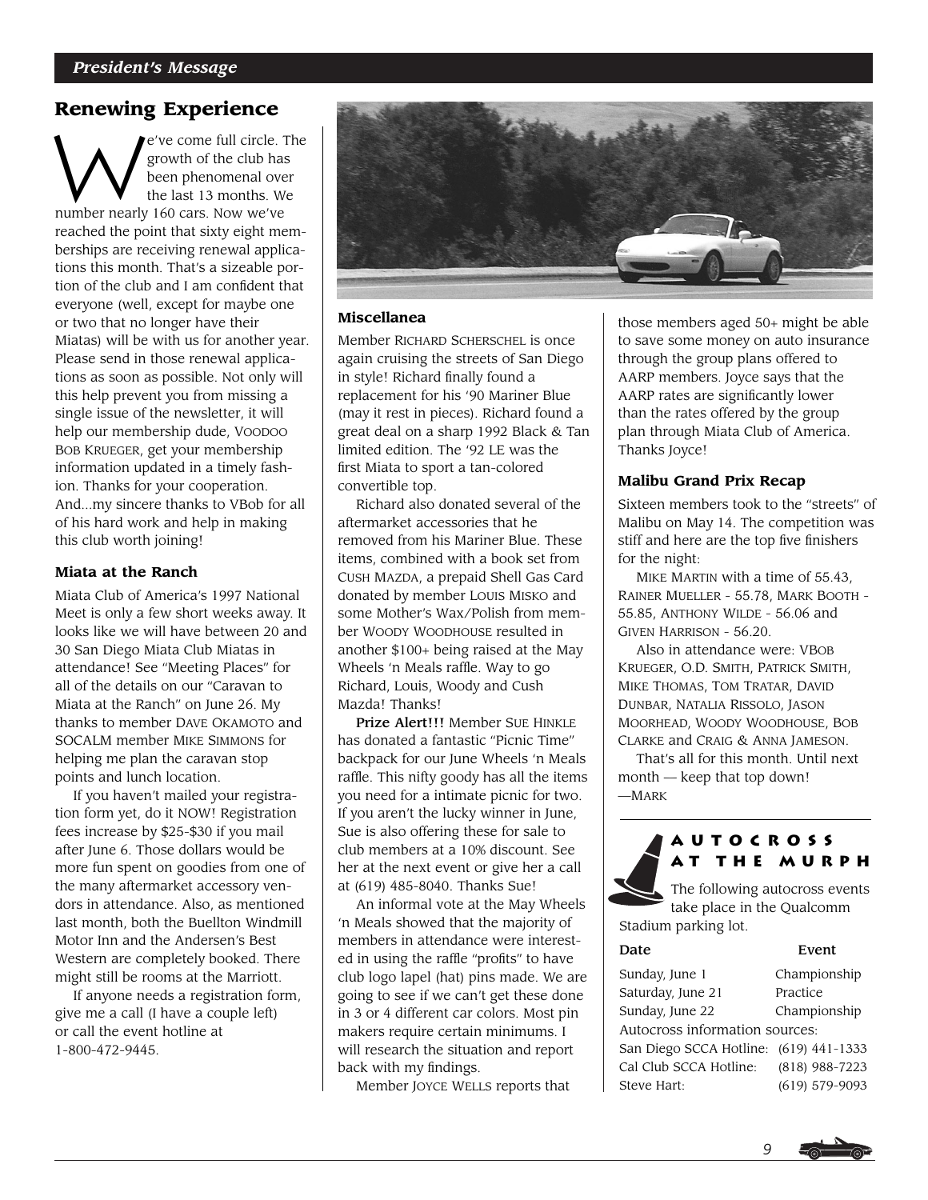*President's Message*

## Renewing Experience

We've come full circle. The growth of the club has been phenomenal over the last 13 months. We number nearly 160 cars. Now we've reached the point that sixty eight memberships are receiving renewal applications this month. That's a sizeable portion of the club and I am confident that everyone (well, except for maybe one or two that no longer have their Miatas) will be with us for another year. Please send in those renewal applications as soon as possible. Not only will this help prevent you from missing a single issue of the newsletter, it will help our membership dude, VOODOO BOB KRUEGER, get your membership information updated in a timely fashion. Thanks for your cooperation. And...my sincere thanks to VBob for all of his hard work and help in making this club worth joining!

### Miata at the Ranch

Miata Club of America's 1997 National Meet is only a few short weeks away. It looks like we will have between 20 and 30 San Diego Miata Club Miatas in attendance! See "Meeting Places" for all of the details on our "Caravan to Miata at the Ranch" on June 26. My thanks to member DAVE OKAMOTO and SOCALM member MIKE SIMMONS for helping me plan the caravan stop points and lunch location.

If you haven't mailed your registration form yet, do it NOW! Registration fees increase by $25-$30 if you mail after June 6. Those dollars would be more fun spent on goodies from one of the many aftermarket accessory vendors in attendance. Also, as mentioned last month, both the Buellton Windmill Motor Inn and the Andersen's Best Western are completely booked. There might still be rooms at the Marriott.

If anyone needs a registration form, give me a call (I have a couple left) or call the event hotline at 1-800-472-9445.

### Miscellanea

Member RICHARD SCHERSCHEL is once again cruising the streets of San Diego in style! Richard finally found a replacement for his '90 Mariner Blue (may it rest in pieces). Richard found a great deal on a sharp 1992 Black & Tan limited edition. The '92 LE was the first Miata to sport a tan-colored convertible top.

Richard also donated several of the aftermarket accessories that he removed from his Mariner Blue. These items, combined with a book set from CUSH MAZDA, a prepaid Shell Gas Card donated by member LOUIS MISKO and some Mother's Wax/Polish from member WOODY WOODHOUSE resulted in another $100+ being raised at the May Wheels 'n Meals raffle. Way to go Richard, Louis, Woody and Cush Mazda! Thanks!

**Prize Alert!!!** Member SUE HINKLE has donated a fantastic "Picnic Time" backpack for our June Wheels 'n Meals raffle. This nifty goody has all the items you need for a intimate picnic for two. If you aren't the lucky winner in June, Sue is also offering these for sale to club members at a 10% discount. See her at the next event or give her a call at (619) 485-8040. Thanks Sue!

An informal vote at the May Wheels 'n Meals showed that the majority of members in attendance were interested in using the raffle "profits" to have club logo lapel (hat) pins made. We are going to see if we can't get these done in 3 or 4 different car colors. Most pin makers require certain minimums. I will research the situation and report back with my findings.

Member JOYCE WELLS reports that those members aged 50+ might be able to save some money on auto insurance through the group plans offered to AARP members. Joyce says that the AARP rates are significantly lower than the rates offered by the group plan through Miata Club of America. Thanks Joyce!

### Malibu Grand Prix Recap

Sixteen members took to the "streets" of Malibu on May 14. The competition was stiff and here are the top five finishers for the night:

MIKE MARTIN with a time of 55.43, RAINER MUELLER - 55.78, MARK BOOTH - 55.85, ANTHONY WILDE - 56.06 and GIVEN HARRISON - 56.20.

Also in attendance were: VBOB KRUEGER, O.D. SMITH, PATRICK SMITH, MIKE THOMAS, TOM TRATAR, DAVID DUNBAR, NATALIA RISSOLO, JASON MOORHEAD, WOODY WOODHOUSE, BOB CLARKE and CRAIG & ANNA JAMESON.

That's all for this month. Until next month — keep that top down!
—MARK

### AUTOCROSS AT THE MURPH

The following autocross events take place in the Qualcomm Stadium parking lot.

| Date | Event |
|---|---|
| Sunday, June 1 | Championship |
| Saturday, June 21 | Practice |
| Sunday, June 22 | Championship |

Autocross information sources:

| | |
|---|---|
| San Diego SCCA Hotline: | (619) 441-1333 |
| Cal Club SCCA Hotline: | (818) 988-7223 |
| Steve Hart: | (619) 579-9093 |